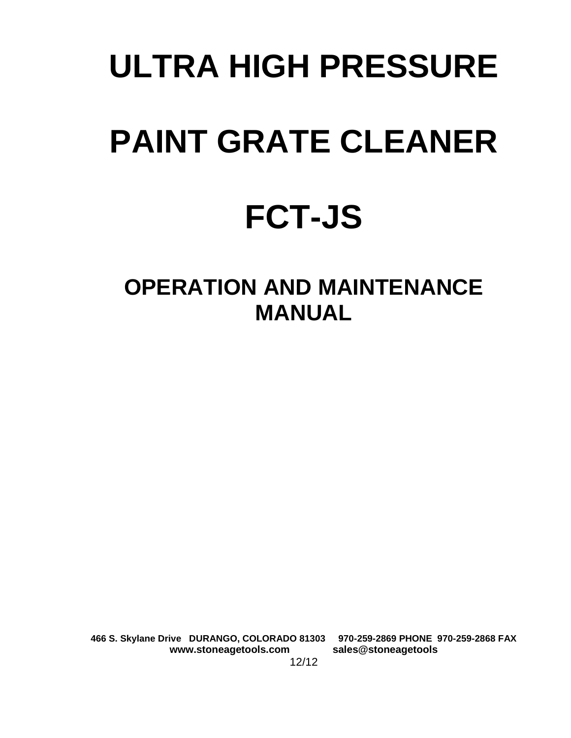# ULTRA HIGH PRESSURE

# PAINT GRATE CLEANER

# FCT-JS

## OPERATION AND MAINTENANCE MANUAL

**466 S. Skylane Drive DURANGO, COLORADO 81303 970-259-2869 PHONE 970-259-2868 FAX**
**www.stoneagetools.com sales@stoneagetools**

12/12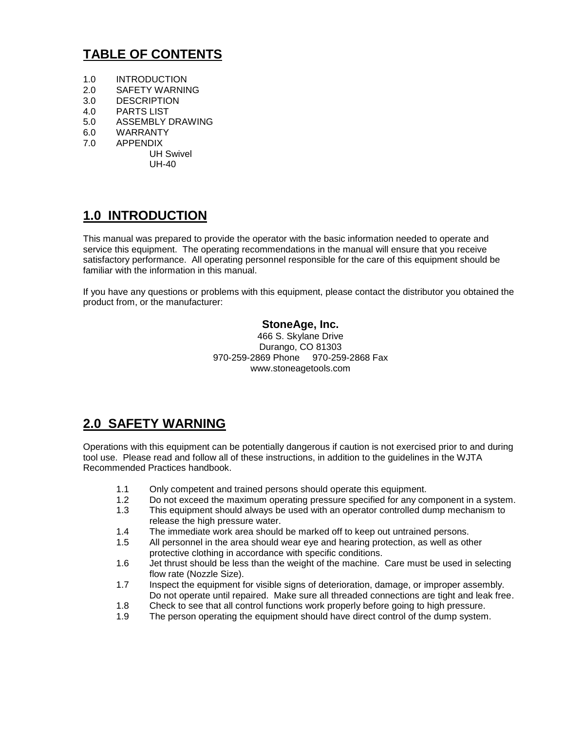## TABLE OF CONTENTS

1.0 INTRODUCTION
2.0 SAFETY WARNING
3.0 DESCRIPTION
4.0 PARTS LIST
5.0 ASSEMBLY DRAWING
6.0 WARRANTY
7.0 APPENDIX
  - UH Swivel
  - UH-40

## 1.0 INTRODUCTION

This manual was prepared to provide the operator with the basic information needed to operate and service this equipment. The operating recommendations in the manual will ensure that you receive satisfactory performance. All operating personnel responsible for the care of this equipment should be familiar with the information in this manual.

If you have any questions or problems with this equipment, please contact the distributor you obtained the product from, or the manufacturer:

**StoneAge, Inc.**
466 S. Skylane Drive
Durango, CO 81303
970-259-2869 Phone 970-259-2868 Fax
www.stoneagetools.com

## 2.0 SAFETY WARNING

Operations with this equipment can be potentially dangerous if caution is not exercised prior to and during tool use. Please read and follow all of these instructions, in addition to the guidelines in the WJTA Recommended Practices handbook.

1.1 Only competent and trained persons should operate this equipment.
1.2 Do not exceed the maximum operating pressure specified for any component in a system.
1.3 This equipment should always be used with an operator controlled dump mechanism to release the high pressure water.
1.4 The immediate work area should be marked off to keep out untrained persons.
1.5 All personnel in the area should wear eye and hearing protection, as well as other protective clothing in accordance with specific conditions.
1.6 Jet thrust should be less than the weight of the machine. Care must be used in selecting flow rate (Nozzle Size).
1.7 Inspect the equipment for visible signs of deterioration, damage, or improper assembly. Do not operate until repaired. Make sure all threaded connections are tight and leak free.
1.8 Check to see that all control functions work properly before going to high pressure.
1.9 The person operating the equipment should have direct control of the dump system.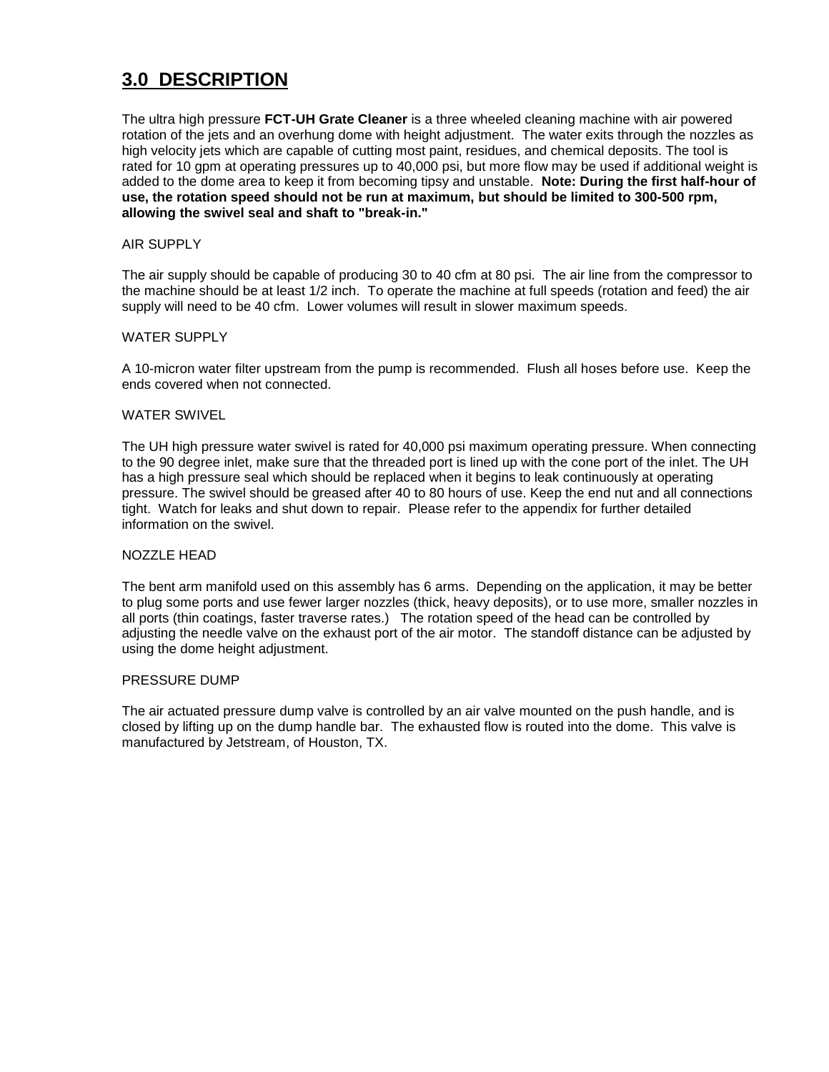## 3.0 DESCRIPTION

The ultra high pressure **FCT-UH Grate Cleaner** is a three wheeled cleaning machine with air powered rotation of the jets and an overhung dome with height adjustment. The water exits through the nozzles as high velocity jets which are capable of cutting most paint, residues, and chemical deposits. The tool is rated for 10 gpm at operating pressures up to 40,000 psi, but more flow may be used if additional weight is added to the dome area to keep it from becoming tipsy and unstable. **Note: During the first half-hour of use, the rotation speed should not be run at maximum, but should be limited to 300-500 rpm, allowing the swivel seal and shaft to "break-in."**

AIR SUPPLY

The air supply should be capable of producing 30 to 40 cfm at 80 psi. The air line from the compressor to the machine should be at least 1/2 inch. To operate the machine at full speeds (rotation and feed) the air supply will need to be 40 cfm. Lower volumes will result in slower maximum speeds.

WATER SUPPLY

A 10-micron water filter upstream from the pump is recommended. Flush all hoses before use. Keep the ends covered when not connected.

WATER SWIVEL

The UH high pressure water swivel is rated for 40,000 psi maximum operating pressure. When connecting to the 90 degree inlet, make sure that the threaded port is lined up with the cone port of the inlet. The UH has a high pressure seal which should be replaced when it begins to leak continuously at operating pressure. The swivel should be greased after 40 to 80 hours of use. Keep the end nut and all connections tight. Watch for leaks and shut down to repair. Please refer to the appendix for further detailed information on the swivel.

NOZZLE HEAD

The bent arm manifold used on this assembly has 6 arms. Depending on the application, it may be better to plug some ports and use fewer larger nozzles (thick, heavy deposits), or to use more, smaller nozzles in all ports (thin coatings, faster traverse rates.) The rotation speed of the head can be controlled by adjusting the needle valve on the exhaust port of the air motor. The standoff distance can be adjusted by using the dome height adjustment.

PRESSURE DUMP

The air actuated pressure dump valve is controlled by an air valve mounted on the push handle, and is closed by lifting up on the dump handle bar. The exhausted flow is routed into the dome. This valve is manufactured by Jetstream, of Houston, TX.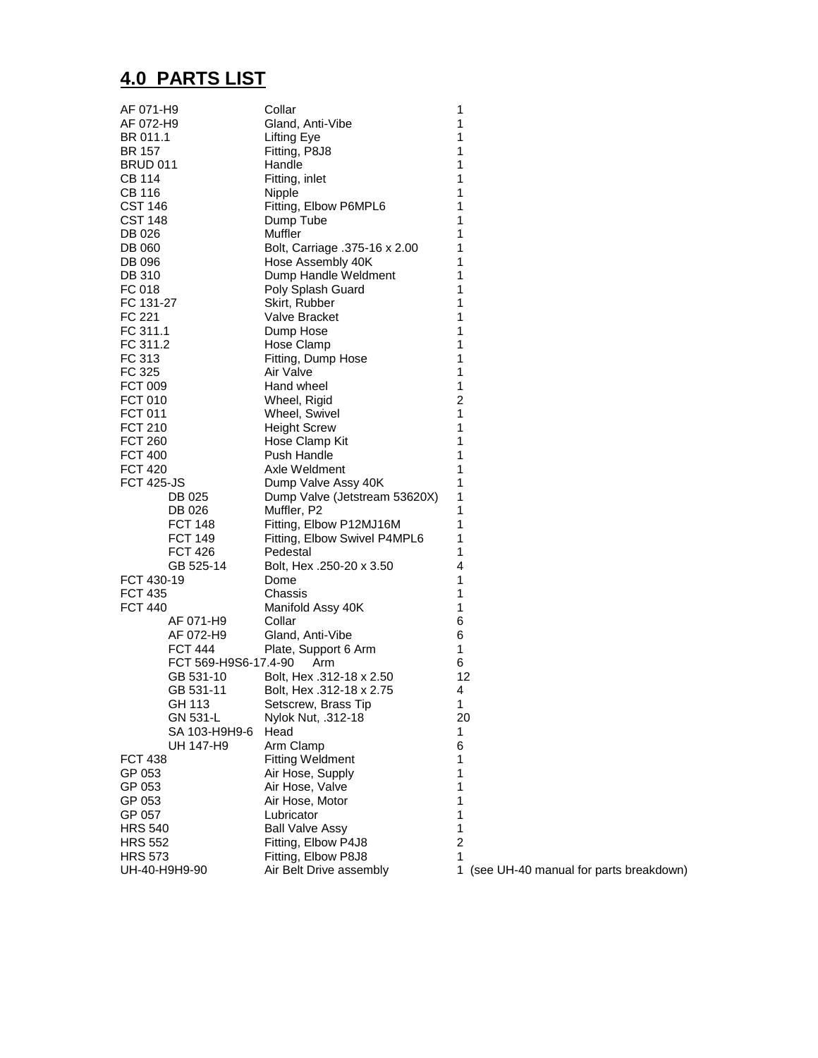## 4.0 PARTS LIST

| Part Number | Description | Qty |
|---|---|---|
| AF 071-H9 | Collar | 1 |
| AF 072-H9 | Gland, Anti-Vibe | 1 |
| BR 011.1 | Lifting Eye | 1 |
| BR 157 | Fitting, P8J8 | 1 |
| BRUD 011 | Handle | 1 |
| CB 114 | Fitting, inlet | 1 |
| CB 116 | Nipple | 1 |
| CST 146 | Fitting, Elbow P6MPL6 | 1 |
| CST 148 | Dump Tube | 1 |
| DB 026 | Muffler | 1 |
| DB 060 | Bolt, Carriage .375-16 x 2.00 | 1 |
| DB 096 | Hose Assembly 40K | 1 |
| DB 310 | Dump Handle Weldment | 1 |
| FC 018 | Poly Splash Guard | 1 |
| FC 131-27 | Skirt, Rubber | 1 |
| FC 221 | Valve Bracket | 1 |
| FC 311.1 | Dump Hose | 1 |
| FC 311.2 | Hose Clamp | 1 |
| FC 313 | Fitting, Dump Hose | 1 |
| FC 325 | Air Valve | 1 |
| FCT 009 | Hand wheel | 1 |
| FCT 010 | Wheel, Rigid | 2 |
| FCT 011 | Wheel, Swivel | 1 |
| FCT 210 | Height Screw | 1 |
| FCT 260 | Hose Clamp Kit | 1 |
| FCT 400 | Push Handle | 1 |
| FCT 420 | Axle Weldment | 1 |
| FCT 425-JS | Dump Valve Assy 40K | 1 |
| &nbsp;&nbsp;&nbsp;&nbsp;DB 025 | Dump Valve (Jetstream 53620X) | 1 |
| &nbsp;&nbsp;&nbsp;&nbsp;DB 026 | Muffler, P2 | 1 |
| &nbsp;&nbsp;&nbsp;&nbsp;FCT 148 | Fitting, Elbow P12MJ16M | 1 |
| &nbsp;&nbsp;&nbsp;&nbsp;FCT 149 | Fitting, Elbow Swivel P4MPL6 | 1 |
| &nbsp;&nbsp;&nbsp;&nbsp;FCT 426 | Pedestal | 1 |
| &nbsp;&nbsp;&nbsp;&nbsp;GB 525-14 | Bolt, Hex .250-20 x 3.50 | 4 |
| FCT 430-19 | Dome | 1 |
| FCT 435 | Chassis | 1 |
| FCT 440 | Manifold Assy 40K | 1 |
| &nbsp;&nbsp;&nbsp;&nbsp;AF 071-H9 | Collar | 6 |
| &nbsp;&nbsp;&nbsp;&nbsp;AF 072-H9 | Gland, Anti-Vibe | 6 |
| &nbsp;&nbsp;&nbsp;&nbsp;FCT 444 | Plate, Support 6 Arm | 1 |
| &nbsp;&nbsp;&nbsp;&nbsp;FCT 569-H9S6-17.4-90 | Arm | 6 |
| &nbsp;&nbsp;&nbsp;&nbsp;GB 531-10 | Bolt, Hex .312-18 x 2.50 | 12 |
| &nbsp;&nbsp;&nbsp;&nbsp;GB 531-11 | Bolt, Hex .312-18 x 2.75 | 4 |
| &nbsp;&nbsp;&nbsp;&nbsp;GH 113 | Setscrew, Brass Tip | 1 |
| &nbsp;&nbsp;&nbsp;&nbsp;GN 531-L | Nylok Nut, .312-18 | 20 |
| &nbsp;&nbsp;&nbsp;&nbsp;SA 103-H9H9-6 | Head | 1 |
| &nbsp;&nbsp;&nbsp;&nbsp;UH 147-H9 | Arm Clamp | 6 |
| FCT 438 | Fitting Weldment | 1 |
| GP 053 | Air Hose, Supply | 1 |
| GP 053 | Air Hose, Valve | 1 |
| GP 053 | Air Hose, Motor | 1 |
| GP 057 | Lubricator | 1 |
| HRS 540 | Ball Valve Assy | 1 |
| HRS 552 | Fitting, Elbow P4J8 | 2 |
| HRS 573 | Fitting, Elbow P8J8 | 1 |
| UH-40-H9H9-90 | Air Belt Drive assembly | 1 (see UH-40 manual for parts breakdown) |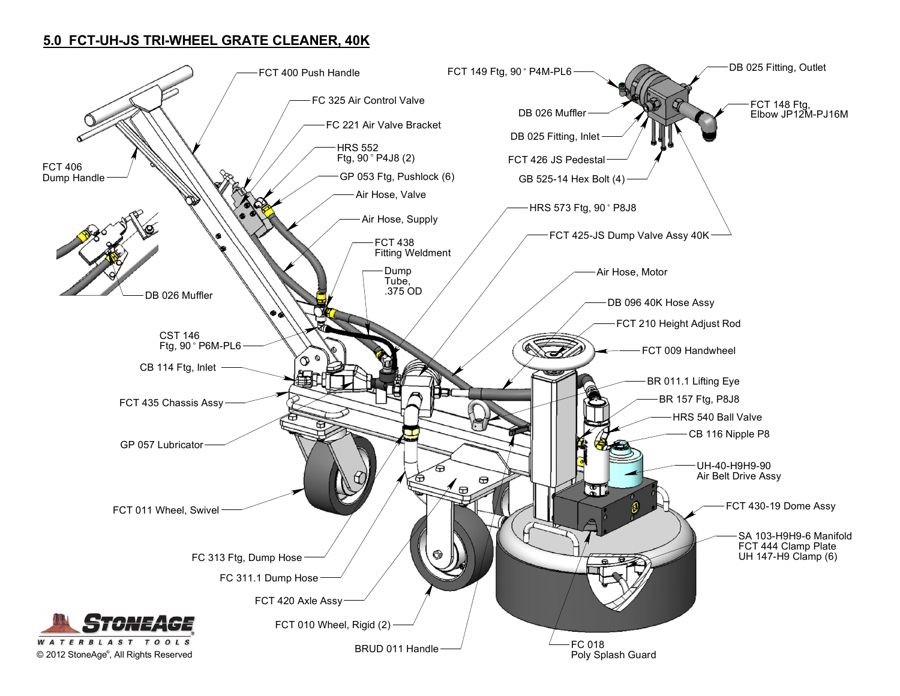## 5.0 FCT-UH-JS TRI-WHEEL GRATE CLEANER, 40K

- FCT 400 Push Handle
- FC 325 Air Control Valve
- FC 221 Air Valve Bracket
- HRS 552 Ftg, 90° P4J8 (2)
- GP 053 Ftg, Pushlock (6)
- Air Hose, Valve
- Air Hose, Supply
- FCT 406 Dump Handle
- DB 026 Muffler
- FCT 438 Fitting Weldment
- Dump Tube, .375 OD
- CST 146 Ftg, 90° P6M-PL6
- CB 114 Ftg, Inlet
- FCT 435 Chassis Assy
- GP 057 Lubricator
- FCT 011 Wheel, Swivel
- FC 313 Ftg, Dump Hose
- FC 311.1 Dump Hose
- FCT 420 Axle Assy
- FCT 010 Wheel, Rigid (2)
- BRUD 011 Handle
- FCT 149 Ftg, 90° P4M-PL6
- DB 026 Muffler
- DB 025 Fitting, Inlet
- FCT 426 JS Pedestal
- GB 525-14 Hex Bolt (4)
- DB 025 Fitting, Outlet
- FCT 148 Ftg, Elbow JP12M-PJ16M
- HRS 573 Ftg, 90° P8J8
- FCT 425-JS Dump Valve Assy 40K
- Air Hose, Motor
- DB 096 40K Hose Assy
- FCT 210 Height Adjust Rod
- FCT 009 Handwheel
- BR 011.1 Lifting Eye
- BR 157 Ftg, P8J8
- HRS 540 Ball Valve
- CB 116 Nipple P8
- UH-40-H9H9-90 Air Belt Drive Assy
- FCT 430-19 Dome Assy
- SA 103-H9H9-6 Manifold
- FCT 444 Clamp Plate
- UH 147-H9 Clamp (6)
- FC 018 Poly Splash Guard

StoneAge® Waterblast Tools

© 2012 StoneAge®, All Rights Reserved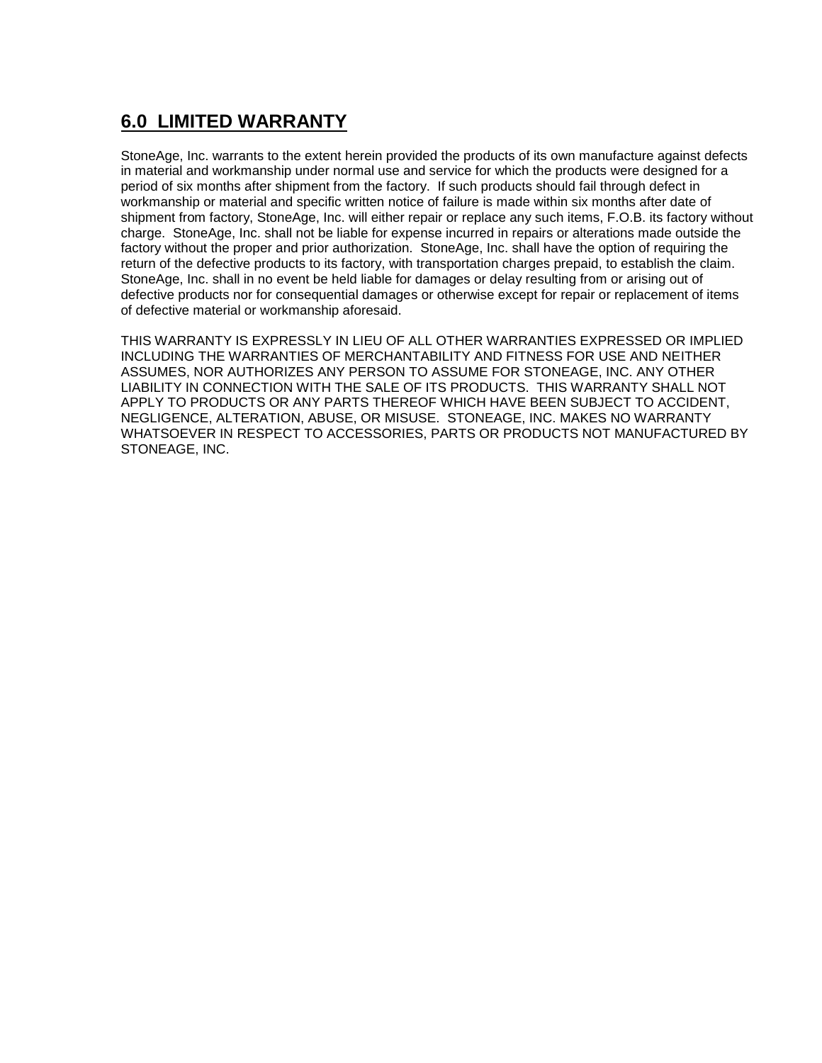## 6.0 LIMITED WARRANTY

StoneAge, Inc. warrants to the extent herein provided the products of its own manufacture against defects in material and workmanship under normal use and service for which the products were designed for a period of six months after shipment from the factory. If such products should fail through defect in workmanship or material and specific written notice of failure is made within six months after date of shipment from factory, StoneAge, Inc. will either repair or replace any such items, F.O.B. its factory without charge. StoneAge, Inc. shall not be liable for expense incurred in repairs or alterations made outside the factory without the proper and prior authorization. StoneAge, Inc. shall have the option of requiring the return of the defective products to its factory, with transportation charges prepaid, to establish the claim. StoneAge, Inc. shall in no event be held liable for damages or delay resulting from or arising out of defective products nor for consequential damages or otherwise except for repair or replacement of items of defective material or workmanship aforesaid.

THIS WARRANTY IS EXPRESSLY IN LIEU OF ALL OTHER WARRANTIES EXPRESSED OR IMPLIED INCLUDING THE WARRANTIES OF MERCHANTABILITY AND FITNESS FOR USE AND NEITHER ASSUMES, NOR AUTHORIZES ANY PERSON TO ASSUME FOR STONEAGE, INC. ANY OTHER LIABILITY IN CONNECTION WITH THE SALE OF ITS PRODUCTS. THIS WARRANTY SHALL NOT APPLY TO PRODUCTS OR ANY PARTS THEREOF WHICH HAVE BEEN SUBJECT TO ACCIDENT, NEGLIGENCE, ALTERATION, ABUSE, OR MISUSE. STONEAGE, INC. MAKES NO WARRANTY WHATSOEVER IN RESPECT TO ACCESSORIES, PARTS OR PRODUCTS NOT MANUFACTURED BY STONEAGE, INC.